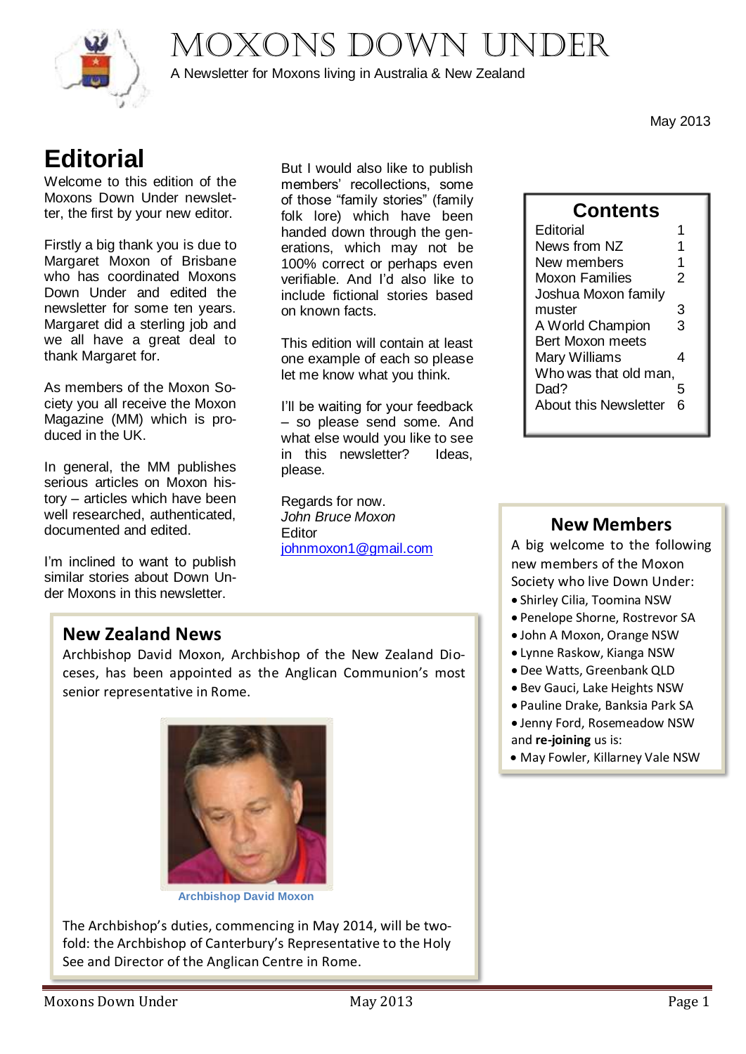# MOXONS DOWN UNDER

A Newsletter for Moxons living in Australia & New Zealand

May 2013

## Editorial

Welcome to this edition of the Moxons Down Under newsletter, the first by your new editor.

Firstly a big thank you is due to Margaret Moxon of Brisbane who has coordinated Moxons Down Under and edited the newsletter for some ten years. Margaret did a sterling job and we all have a great deal to thank Margaret for.

As members of the Moxon Society you all receive the Moxon Magazine (MM) which is produced in the UK.

In general, the MM publishes serious articles on Moxon history – articles which have been well researched, authenticated, documented and edited.

I'm inclined to want to publish similar stories about Down Under Moxons in this newsletter.

But I would also like to publish members' recollections, some of those "family stories" (family folk lore) which have been handed down through the generations, which may not be 100% correct or perhaps even verifiable. And I'd also like to include fictional stories based on known facts.

This edition will contain at least one example of each so please let me know what you think.

I'll be waiting for your feedback – so please send some. And what else would you like to see in this newsletter? Ideas, please.

Regards for now.
*John Bruce Moxon*
Editor
johnmoxon1@gmail.com

| Contents | |
|---|---|
| Editorial | 1 |
| News from NZ | 1 |
| New members | 1 |
| Moxon Families | 2 |
| Joshua Moxon family muster | 3 |
| A World Champion | 3 |
| Bert Moxon meets Mary Williams | 4 |
| Who was that old man, Dad? | 5 |
| About this Newsletter | 6 |

## New Members

A big welcome to the following new members of the Moxon Society who live Down Under:

- Shirley Cilia, Toomina NSW
- Penelope Shorne, Rostrevor SA
- John A Moxon, Orange NSW
- Lynne Raskow, Kianga NSW
- Dee Watts, Greenbank QLD
- Bev Gauci, Lake Heights NSW
- Pauline Drake, Banksia Park SA
- Jenny Ford, Rosemeadow NSW

and **re-joining** us is:

- May Fowler, Killarney Vale NSW

## New Zealand News

Archbishop David Moxon, Archbishop of the New Zealand Dioceses, has been appointed as the Anglican Communion's most senior representative in Rome.

Archbishop David Moxon

The Archbishop's duties, commencing in May 2014, will be twofold: the Archbishop of Canterbury's Representative to the Holy See and Director of the Anglican Centre in Rome.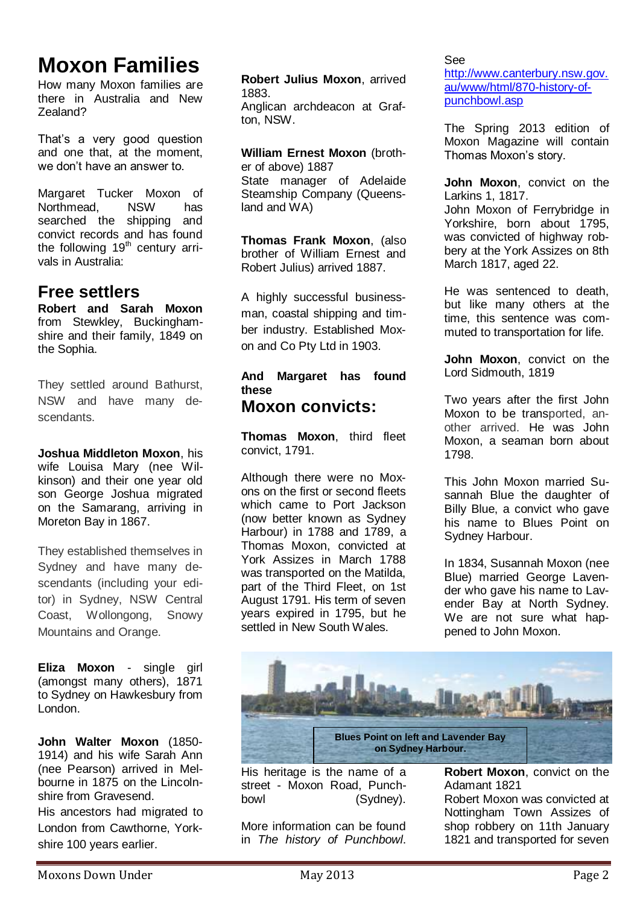# Moxon Families

How many Moxon families are there in Australia and New Zealand?

That's a very good question and one that, at the moment, we don't have an answer to.

Margaret Tucker Moxon of Northmead, NSW has searched the shipping and convict records and has found the following 19th century arrivals in Australia:

## Free settlers

**Robert and Sarah Moxon** from Stewkley, Buckinghamshire and their family, 1849 on the Sophia.

They settled around Bathurst, NSW and have many descendants.

**Joshua Middleton Moxon**, his wife Louisa Mary (nee Wilkinson) and their one year old son George Joshua migrated on the Samarang, arriving in Moreton Bay in 1867.

They established themselves in Sydney and have many descendants (including your editor) in Sydney, NSW Central Coast, Wollongong, Snowy Mountains and Orange.

**Eliza Moxon** - single girl (amongst many others), 1871 to Sydney on Hawkesbury from London.

**John Walter Moxon** (1850-1914) and his wife Sarah Ann (nee Pearson) arrived in Melbourne in 1875 on the Lincolnshire from Gravesend.

His ancestors had migrated to London from Cawthorne, Yorkshire 100 years earlier.

**Robert Julius Moxon**, arrived 1883.
Anglican archdeacon at Grafton, NSW.

**William Ernest Moxon** (brother of above) 1887
State manager of Adelaide Steamship Company (Queensland and WA)

**Thomas Frank Moxon**, (also brother of William Ernest and Robert Julius) arrived 1887.

A highly successful businessman, coastal shipping and timber industry. Established Moxon and Co Pty Ltd in 1903.

**And Margaret has found these**

## Moxon convicts:

**Thomas Moxon**, third fleet convict, 1791.

Although there were no Moxons on the first or second fleets which came to Port Jackson (now better known as Sydney Harbour) in 1788 and 1789, a Thomas Moxon, convicted at York Assizes in March 1788 was transported on the Matilda, part of the Third Fleet, on 1st August 1791. His term of seven years expired in 1795, but he settled in New South Wales.

His heritage is the name of a street - Moxon Road, Punchbowl (Sydney).

More information can be found in *The history of Punchbowl*.

See http://www.canterbury.nsw.gov.au/www/html/870-history-of-punchbowl.asp

The Spring 2013 edition of Moxon Magazine will contain Thomas Moxon's story.

**John Moxon**, convict on the Larkins 1, 1817.
John Moxon of Ferrybridge in Yorkshire, born about 1795, was convicted of highway robbery at the York Assizes on 8th March 1817, aged 22.

He was sentenced to death, but like many others at the time, this sentence was commuted to transportation for life.

**John Moxon**, convict on the Lord Sidmouth, 1819

Two years after the first John Moxon to be transported, another arrived. He was John Moxon, a seaman born about 1798.

This John Moxon married Susannah Blue the daughter of Billy Blue, a convict who gave his name to Blues Point on Sydney Harbour.

In 1834, Susannah Moxon (nee Blue) married George Lavender who gave his name to Lavender Bay at North Sydney. We are not sure what happened to John Moxon.

**Blues Point on left and Lavender Bay on Sydney Harbour.**

**Robert Moxon**, convict on the Adamant 1821
Robert Moxon was convicted at Nottingham Town Assizes of shop robbery on 11th January 1821 and transported for seven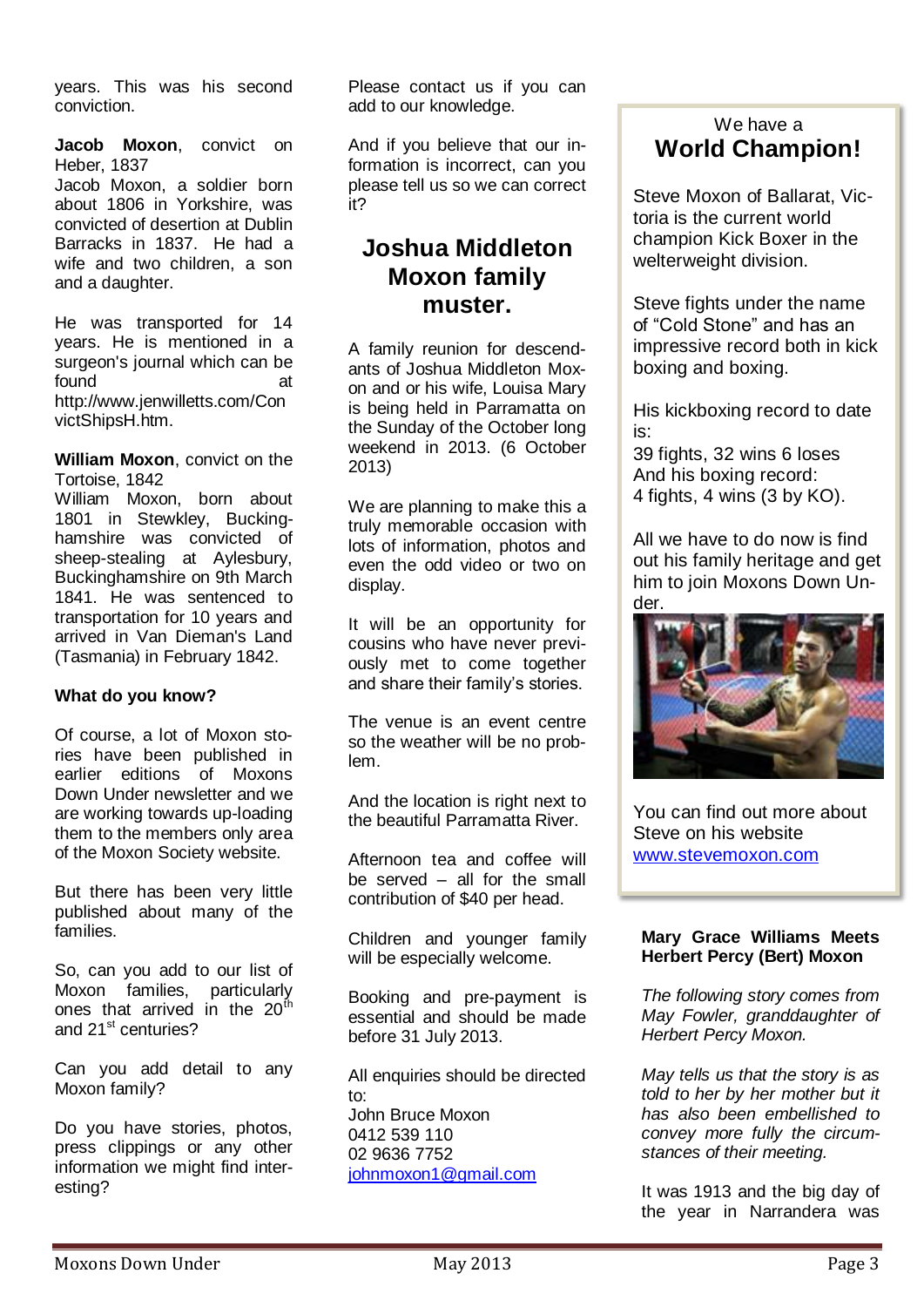years. This was his second conviction.

**Jacob Moxon**, convict on Heber, 1837
Jacob Moxon, a soldier born about 1806 in Yorkshire, was convicted of desertion at Dublin Barracks in 1837. He had a wife and two children, a son and a daughter.

He was transported for 14 years. He is mentioned in a surgeon's journal which can be found at http://www.jenwilletts.com/ConvictShipsH.htm.

**William Moxon**, convict on the Tortoise, 1842
William Moxon, born about 1801 in Stewkley, Buckinghamshire was convicted of sheep-stealing at Aylesbury, Buckinghamshire on 9th March 1841. He was sentenced to transportation for 10 years and arrived in Van Dieman's Land (Tasmania) in February 1842.

**What do you know?**

Of course, a lot of Moxon stories have been published in earlier editions of Moxons Down Under newsletter and we are working towards up-loading them to the members only area of the Moxon Society website.

But there has been very little published about many of the families.

So, can you add to our list of Moxon families, particularly ones that arrived in the 20th and 21st centuries?

Can you add detail to any Moxon family?

Do you have stories, photos, press clippings or any other information we might find interesting?

Please contact us if you can add to our knowledge.

And if you believe that our information is incorrect, can you please tell us so we can correct it?

## Joshua Middleton Moxon family muster.

A family reunion for descendants of Joshua Middleton Moxon and or his wife, Louisa Mary is being held in Parramatta on the Sunday of the October long weekend in 2013. (6 October 2013)

We are planning to make this a truly memorable occasion with lots of information, photos and even the odd video or two on display.

It will be an opportunity for cousins who have never previously met to come together and share their family's stories.

The venue is an event centre so the weather will be no problem.

And the location is right next to the beautiful Parramatta River.

Afternoon tea and coffee will be served – all for the small contribution of $40 per head.

Children and younger family will be especially welcome.

Booking and pre-payment is essential and should be made before 31 July 2013.

All enquiries should be directed to:
John Bruce Moxon
0412 539 110
02 9636 7752
johnmoxon1@gmail.com

We have a
## World Champion!

Steve Moxon of Ballarat, Victoria is the current world champion Kick Boxer in the welterweight division.

Steve fights under the name of "Cold Stone" and has an impressive record both in kick boxing and boxing.

His kickboxing record to date is:
39 fights, 32 wins 6 loses
And his boxing record:
4 fights, 4 wins (3 by KO).

All we have to do now is find out his family heritage and get him to join Moxons Down Under.

You can find out more about Steve on his website www.stevemoxon.com

**Mary Grace Williams Meets Herbert Percy (Bert) Moxon**

*The following story comes from May Fowler, granddaughter of Herbert Percy Moxon.*

*May tells us that the story is as told to her by her mother but it has also been embellished to convey more fully the circumstances of their meeting.*

It was 1913 and the big day of the year in Narrandera was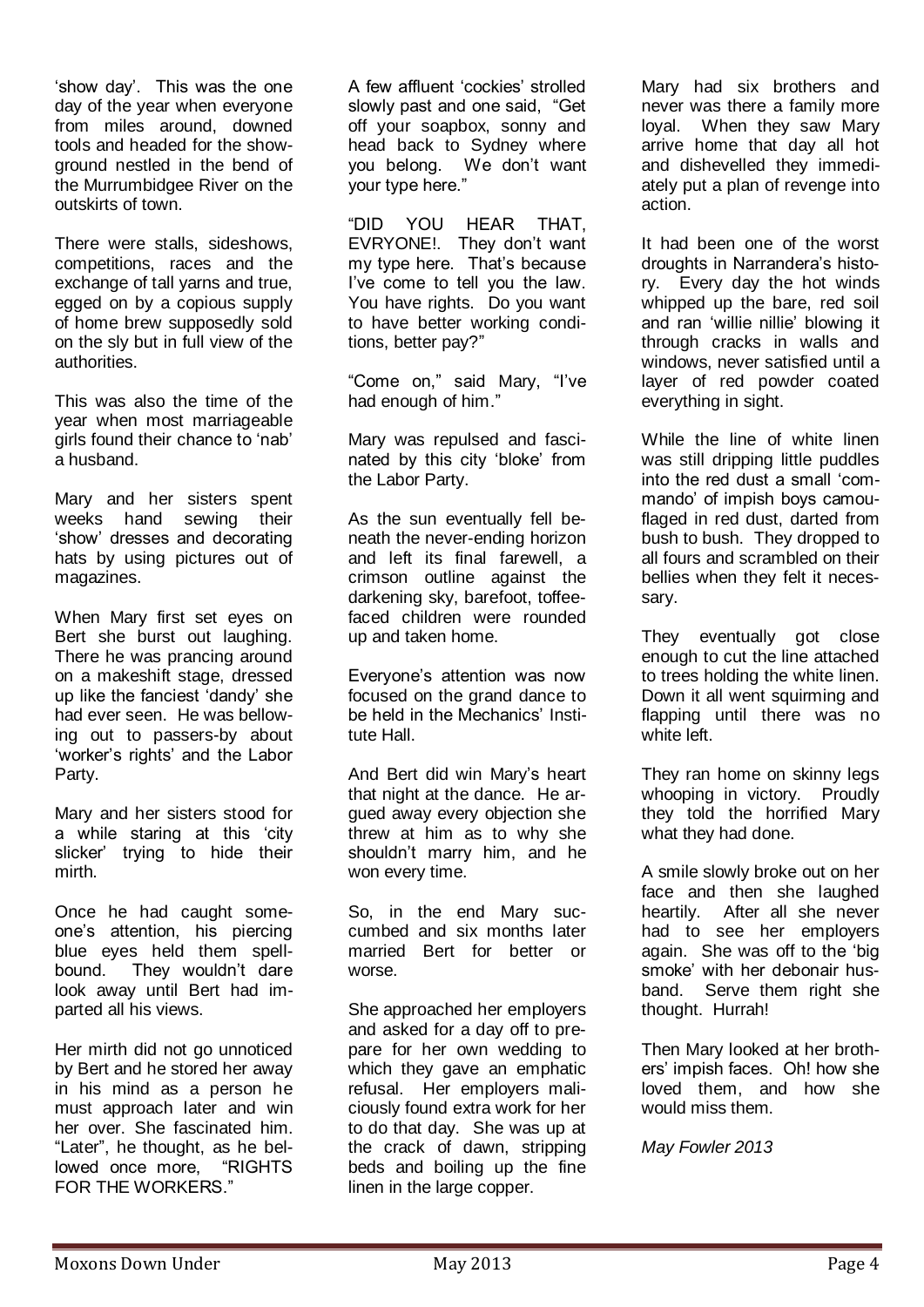'show day'. This was the one day of the year when everyone from miles around, downed tools and headed for the show-ground nestled in the bend of the Murrumbidgee River on the outskirts of town.

There were stalls, sideshows, competitions, races and the exchange of tall yarns and true, egged on by a copious supply of home brew supposedly sold on the sly but in full view of the authorities.

This was also the time of the year when most marriageable girls found their chance to 'nab' a husband.

Mary and her sisters spent weeks hand sewing their 'show' dresses and decorating hats by using pictures out of magazines.

When Mary first set eyes on Bert she burst out laughing. There he was prancing around on a makeshift stage, dressed up like the fanciest 'dandy' she had ever seen. He was bellowing out to passers-by about 'worker's rights' and the Labor Party.

Mary and her sisters stood for a while staring at this 'city slicker' trying to hide their mirth.

Once he had caught someone's attention, his piercing blue eyes held them spellbound. They wouldn't dare look away until Bert had imparted all his views.

Her mirth did not go unnoticed by Bert and he stored her away in his mind as a person he must approach later and win her over. She fascinated him. "Later", he thought, as he bellowed once more, "RIGHTS FOR THE WORKERS."

A few affluent 'cockies' strolled slowly past and one said, "Get off your soapbox, sonny and head back to Sydney where you belong. We don't want your type here."

"DID YOU HEAR THAT, EVRYONE!. They don't want my type here. That's because I've come to tell you the law. You have rights. Do you want to have better working conditions, better pay?"

"Come on," said Mary, "I've had enough of him."

Mary was repulsed and fascinated by this city 'bloke' from the Labor Party.

As the sun eventually fell beneath the never-ending horizon and left its final farewell, a crimson outline against the darkening sky, barefoot, toffee-faced children were rounded up and taken home.

Everyone's attention was now focused on the grand dance to be held in the Mechanics' Institute Hall.

And Bert did win Mary's heart that night at the dance. He argued away every objection she threw at him as to why she shouldn't marry him, and he won every time.

So, in the end Mary succumbed and six months later married Bert for better or worse.

She approached her employers and asked for a day off to prepare for her own wedding to which they gave an emphatic refusal. Her employers maliciously found extra work for her to do that day. She was up at the crack of dawn, stripping beds and boiling up the fine linen in the large copper.

Mary had six brothers and never was there a family more loyal. When they saw Mary arrive home that day all hot and dishevelled they immediately put a plan of revenge into action.

It had been one of the worst droughts in Narrandera's history. Every day the hot winds whipped up the bare, red soil and ran 'willie nillie' blowing it through cracks in walls and windows, never satisfied until a layer of red powder coated everything in sight.

While the line of white linen was still dripping little puddles into the red dust a small 'commando' of impish boys camouflaged in red dust, darted from bush to bush. They dropped to all fours and scrambled on their bellies when they felt it necessary.

They eventually got close enough to cut the line attached to trees holding the white linen. Down it all went squirming and flapping until there was no white left.

They ran home on skinny legs whooping in victory. Proudly they told the horrified Mary what they had done.

A smile slowly broke out on her face and then she laughed heartily. After all she never had to see her employers again. She was off to the 'big smoke' with her debonair husband. Serve them right she thought. Hurrah!

Then Mary looked at her brothers' impish faces. Oh! how she loved them, and how she would miss them.

*May Fowler 2013*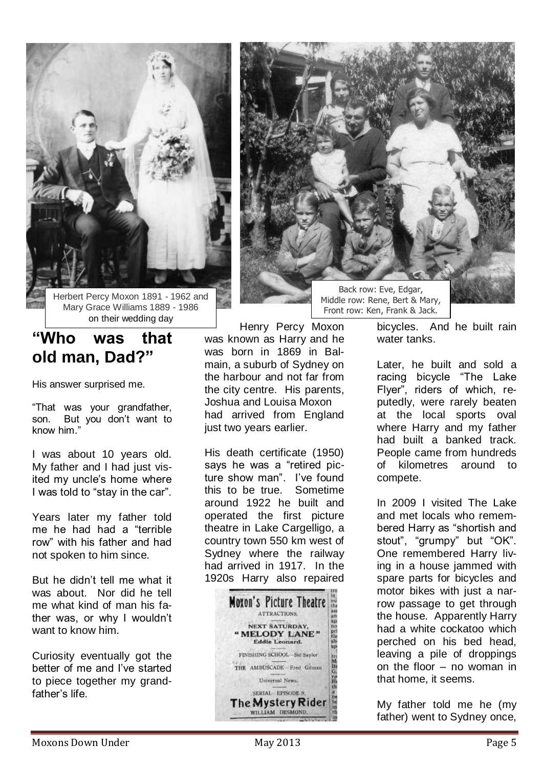Herbert Percy Moxon 1891 - 1962 and Mary Grace Williams 1889 - 1986 on their wedding day

Back row: Eve, Edgar,
Middle row: Rene, Bert & Mary,
Front row: Ken, Frank & Jack.

## "Who was that old man, Dad?"

His answer surprised me.

"That was your grandfather, son. But you don't want to know him."

I was about 10 years old. My father and I had just visited my uncle's home where I was told to "stay in the car".

Years later my father told me he had had a "terrible row" with his father and had not spoken to him since.

But he didn't tell me what it was about. Nor did he tell me what kind of man his father was, or why I wouldn't want to know him.

Curiosity eventually got the better of me and I've started to piece together my grandfather's life.

Henry Percy Moxon was known as Harry and he was born in 1869 in Balmain, a suburb of Sydney on the harbour and not far from the city centre. His parents, Joshua and Louisa Moxon had arrived from England just two years earlier.

His death certificate (1950) says he was a "retired picture show man". I've found this to be true. Sometime around 1922 he built and operated the first picture theatre in Lake Cargelligo, a country town 550 km west of Sydney where the railway had arrived in 1917. In the 1920s Harry also repaired bicycles. And he built rain water tanks.

Moxon's Picture Theatre
ATTRACTIONS.
NEXT SATURDAY,
"MELODY LANE"
Eddie Leonard.
FINISHING SCHOOL—Sid Saylor
THE AMBUSCADE—Fred Gilman
Universal News.
SERIAL—EPISODE 9.
The Mystery Rider
WILLIAM DESMOND.

Later, he built and sold a racing bicycle "The Lake Flyer", riders of which, reputedly, were rarely beaten at the local sports oval where Harry and my father had built a banked track. People came from hundreds of kilometres around to compete.

In 2009 I visited The Lake and met locals who remembered Harry as "shortish and stout", "grumpy" but "OK". One remembered Harry living in a house jammed with spare parts for bicycles and motor bikes with just a narrow passage to get through the house. Apparently Harry had a white cockatoo which perched on his bed head, leaving a pile of droppings on the floor – no woman in that home, it seems.

My father told me he (my father) went to Sydney once,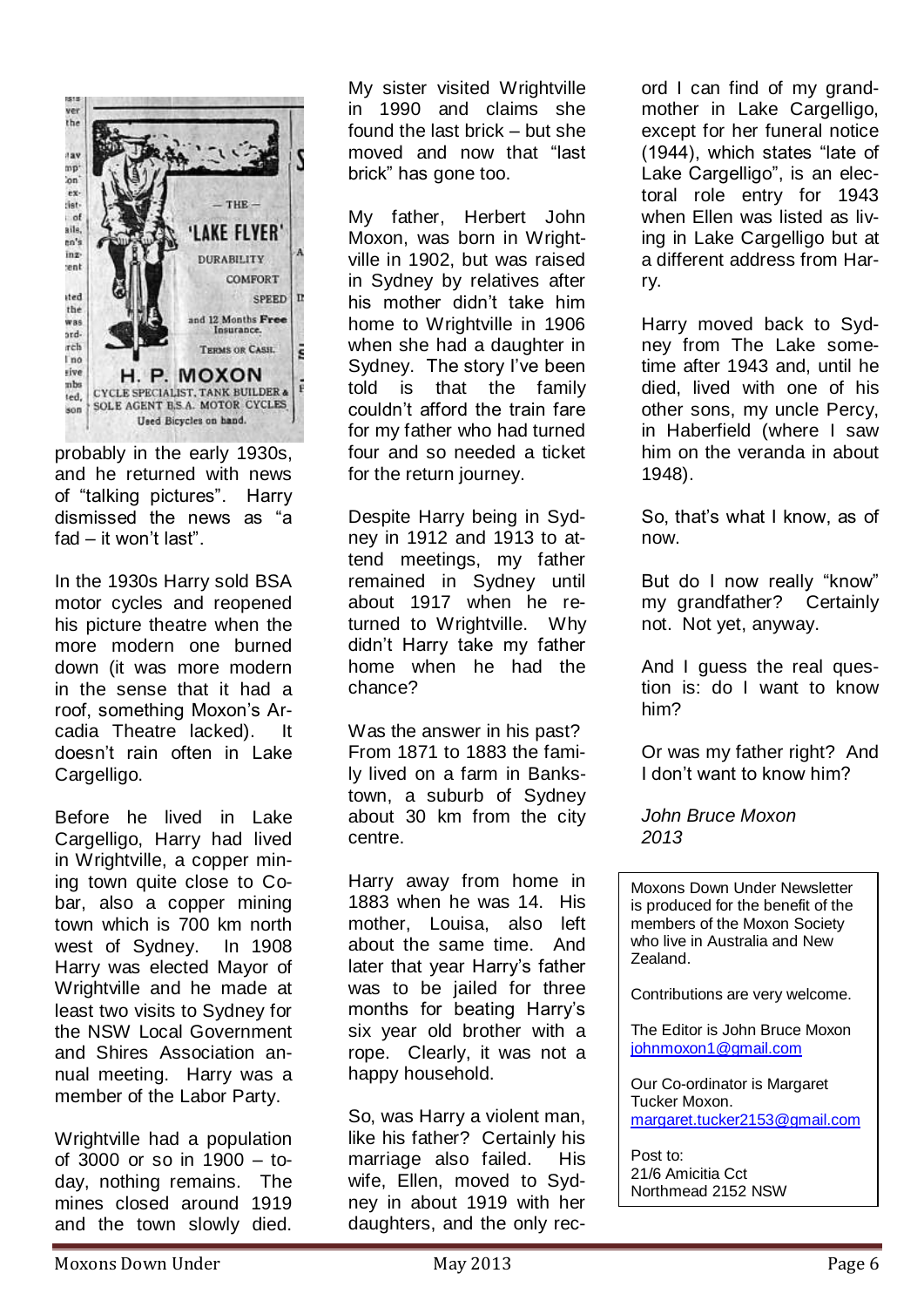— THE —

**'LAKE FLYER'**

DURABILITY

COMFORT

SPEED

and 12 Months Free Insurance.

TERMS OR CASH.

**H. P. MOXON**

CYCLE SPECIALIST, TANK BUILDER & SOLE AGENT B.S.A. MOTOR CYCLES

Used Bicycles on hand.

probably in the early 1930s, and he returned with news of "talking pictures". Harry dismissed the news as "a fad – it won't last".

In the 1930s Harry sold BSA motor cycles and reopened his picture theatre when the more modern one burned down (it was more modern in the sense that it had a roof, something Moxon's Arcadia Theatre lacked). It doesn't rain often in Lake Cargelligo.

Before he lived in Lake Cargelligo, Harry had lived in Wrightville, a copper mining town quite close to Cobar, also a copper mining town which is 700 km north west of Sydney. In 1908 Harry was elected Mayor of Wrightville and he made at least two visits to Sydney for the NSW Local Government and Shires Association annual meeting. Harry was a member of the Labor Party.

Wrightville had a population of 3000 or so in 1900 – today, nothing remains. The mines closed around 1919 and the town slowly died. My sister visited Wrightville in 1990 and claims she found the last brick – but she moved and now that "last brick" has gone too.

My father, Herbert John Moxon, was born in Wrightville in 1902, but was raised in Sydney by relatives after his mother didn't take him home to Wrightville in 1906 when she had a daughter in Sydney. The story I've been told is that the family couldn't afford the train fare for my father who had turned four and so needed a ticket for the return journey.

Despite Harry being in Sydney in 1912 and 1913 to attend meetings, my father remained in Sydney until about 1917 when he returned to Wrightville. Why didn't Harry take my father home when he had the chance?

Was the answer in his past? From 1871 to 1883 the family lived on a farm in Bankstown, a suburb of Sydney about 30 km from the city centre.

Harry away from home in 1883 when he was 14. His mother, Louisa, also left about the same time. And later that year Harry's father was to be jailed for three months for beating Harry's six year old brother with a rope. Clearly, it was not a happy household.

So, was Harry a violent man, like his father? Certainly his marriage also failed. His wife, Ellen, moved to Sydney in about 1919 with her daughters, and the only record I can find of my grandmother in Lake Cargelligo, except for her funeral notice (1944), which states "late of Lake Cargelligo", is an electoral role entry for 1943 when Ellen was listed as living in Lake Cargelligo but at a different address from Harry.

Harry moved back to Sydney from The Lake sometime after 1943 and, until he died, lived with one of his other sons, my uncle Percy, in Haberfield (where I saw him on the veranda in about 1948).

So, that's what I know, as of now.

But do I now really "know" my grandfather? Certainly not. Not yet, anyway.

And I guess the real question is: do I want to know him?

Or was my father right? And I don't want to know him?

*John Bruce Moxon*
*2013*

---

Moxons Down Under Newsletter is produced for the benefit of the members of the Moxon Society who live in Australia and New Zealand.

Contributions are very welcome.

The Editor is John Bruce Moxon
johnmoxon1@gmail.com

Our Co-ordinator is Margaret Tucker Moxon.
margaret.tucker2153@gmail.com

Post to:
21/6 Amicitia Cct
Northmead 2152 NSW